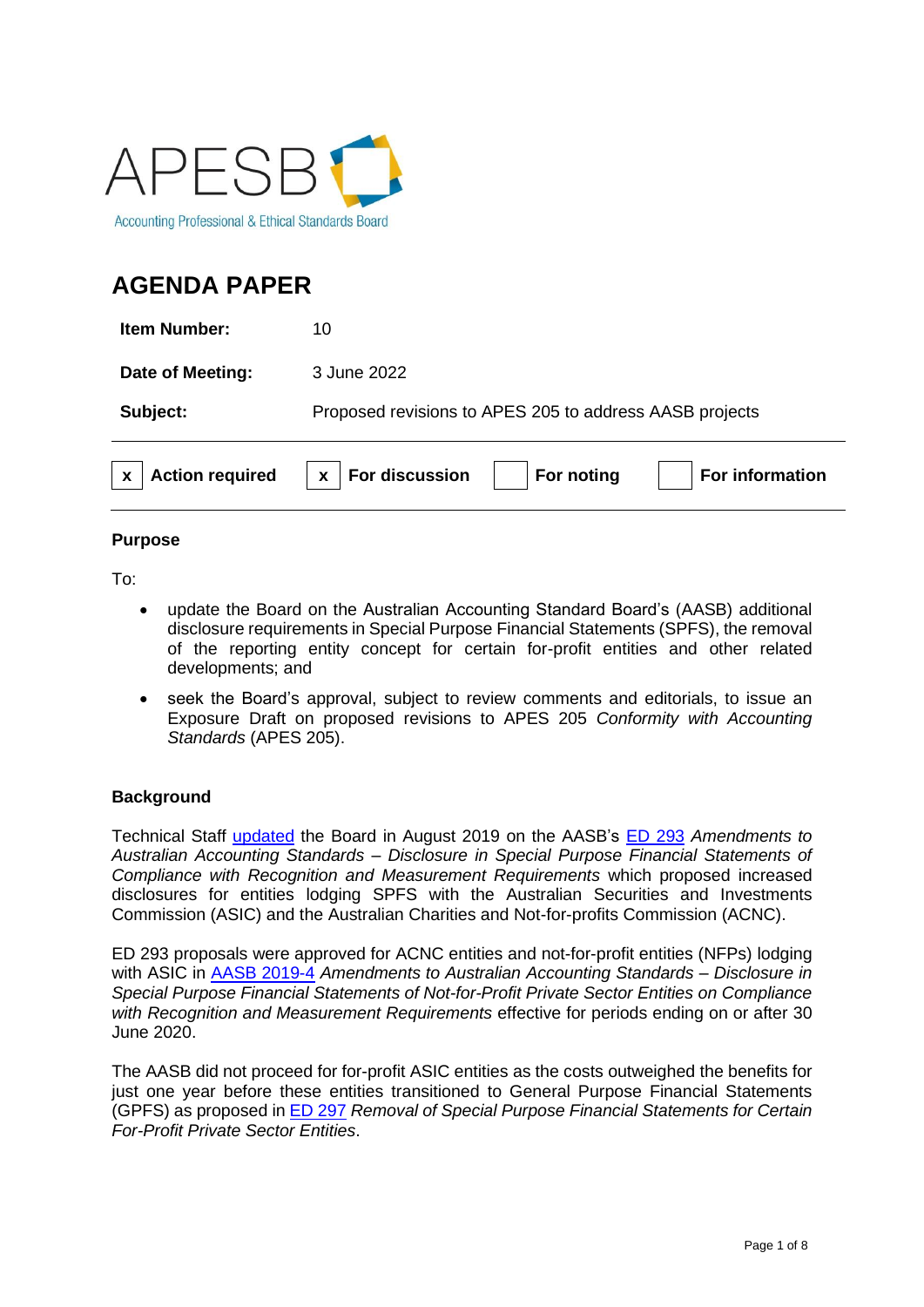APESB

Accounting Professional & Ethical Standards Board

# AGENDA PAPER

| | |
|---|---|
| **Item Number:** | 10 |
| **Date of Meeting:** | 3 June 2022 |
| **Subject:** | Proposed revisions to APES 205 to address AASB projects |

| | | | | | | | |
|---|---|---|---|---|---|---|---|
| x | **Action required** | x | **For discussion** | | **For noting** | | **For information** |

## Purpose

To:

- update the Board on the Australian Accounting Standard Board's (AASB) additional disclosure requirements in Special Purpose Financial Statements (SPFS), the removal of the reporting entity concept for certain for-profit entities and other related developments; and
- seek the Board's approval, subject to review comments and editorials, to issue an Exposure Draft on proposed revisions to APES 205 *Conformity with Accounting Standards* (APES 205).

## Background

Technical Staff updated the Board in August 2019 on the AASB's ED 293 *Amendments to Australian Accounting Standards – Disclosure in Special Purpose Financial Statements of Compliance with Recognition and Measurement Requirements* which proposed increased disclosures for entities lodging SPFS with the Australian Securities and Investments Commission (ASIC) and the Australian Charities and Not-for-profits Commission (ACNC).

ED 293 proposals were approved for ACNC entities and not-for-profit entities (NFPs) lodging with ASIC in AASB 2019-4 *Amendments to Australian Accounting Standards – Disclosure in Special Purpose Financial Statements of Not-for-Profit Private Sector Entities on Compliance with Recognition and Measurement Requirements* effective for periods ending on or after 30 June 2020.

The AASB did not proceed for for-profit ASIC entities as the costs outweighed the benefits for just one year before these entities transitioned to General Purpose Financial Statements (GPFS) as proposed in ED 297 *Removal of Special Purpose Financial Statements for Certain For-Profit Private Sector Entities*.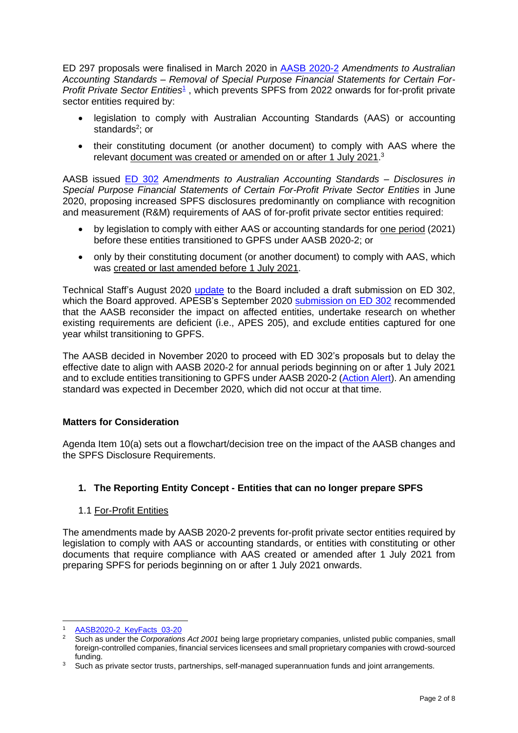ED 297 proposals were finalised in March 2020 in AASB 2020-2 *Amendments to Australian Accounting Standards – Removal of Special Purpose Financial Statements for Certain For-Profit Private Sector Entities*[1] , which prevents SPFS from 2022 onwards for for-profit private sector entities required by:

- legislation to comply with Australian Accounting Standards (AAS) or accounting standards[2]; or
- their constituting document (or another document) to comply with AAS where the relevant document was created or amended on or after 1 July 2021.[3]

AASB issued ED 302 *Amendments to Australian Accounting Standards – Disclosures in Special Purpose Financial Statements of Certain For-Profit Private Sector Entities* in June 2020, proposing increased SPFS disclosures predominantly on compliance with recognition and measurement (R&M) requirements of AAS of for-profit private sector entities required:

- by legislation to comply with either AAS or accounting standards for one period (2021) before these entities transitioned to GPFS under AASB 2020-2; or
- only by their constituting document (or another document) to comply with AAS, which was created or last amended before 1 July 2021.

Technical Staff's August 2020 update to the Board included a draft submission on ED 302, which the Board approved. APESB's September 2020 submission on ED 302 recommended that the AASB reconsider the impact on affected entities, undertake research on whether existing requirements are deficient (i.e., APES 205), and exclude entities captured for one year whilst transitioning to GPFS.

The AASB decided in November 2020 to proceed with ED 302's proposals but to delay the effective date to align with AASB 2020-2 for annual periods beginning on or after 1 July 2021 and to exclude entities transitioning to GPFS under AASB 2020-2 (Action Alert). An amending standard was expected in December 2020, which did not occur at that time.

**Matters for Consideration**

Agenda Item 10(a) sets out a flowchart/decision tree on the impact of the AASB changes and the SPFS Disclosure Requirements.

## 1. The Reporting Entity Concept - Entities that can no longer prepare SPFS

### 1.1 For-Profit Entities

The amendments made by AASB 2020-2 prevents for-profit private sector entities required by legislation to comply with AAS or accounting standards, or entities with constituting or other documents that require compliance with AAS created or amended after 1 July 2021 from preparing SPFS for periods beginning on or after 1 July 2021 onwards.

---

[1] AASB2020-2_KeyFacts_03-20

[2] Such as under the *Corporations Act 2001* being large proprietary companies, unlisted public companies, small foreign-controlled companies, financial services licensees and small proprietary companies with crowd-sourced funding.

[3] Such as private sector trusts, partnerships, self-managed superannuation funds and joint arrangements.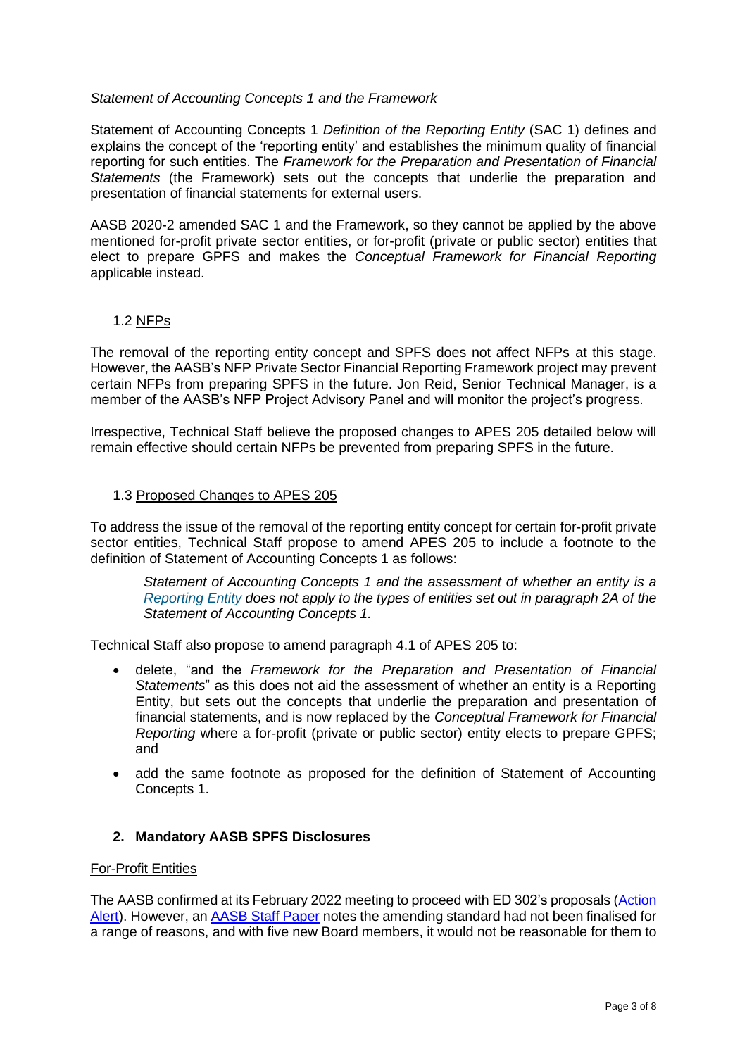*Statement of Accounting Concepts 1 and the Framework*

Statement of Accounting Concepts 1 *Definition of the Reporting Entity* (SAC 1) defines and explains the concept of the 'reporting entity' and establishes the minimum quality of financial reporting for such entities. The *Framework for the Preparation and Presentation of Financial Statements* (the Framework) sets out the concepts that underlie the preparation and presentation of financial statements for external users.

AASB 2020-2 amended SAC 1 and the Framework, so they cannot be applied by the above mentioned for-profit private sector entities, or for-profit (private or public sector) entities that elect to prepare GPFS and makes the *Conceptual Framework for Financial Reporting* applicable instead.

### 1.2 NFPs

The removal of the reporting entity concept and SPFS does not affect NFPs at this stage. However, the AASB's NFP Private Sector Financial Reporting Framework project may prevent certain NFPs from preparing SPFS in the future. Jon Reid, Senior Technical Manager, is a member of the AASB's NFP Project Advisory Panel and will monitor the project's progress.

Irrespective, Technical Staff believe the proposed changes to APES 205 detailed below will remain effective should certain NFPs be prevented from preparing SPFS in the future.

### 1.3 Proposed Changes to APES 205

To address the issue of the removal of the reporting entity concept for certain for-profit private sector entities, Technical Staff propose to amend APES 205 to include a footnote to the definition of Statement of Accounting Concepts 1 as follows:

> *Statement of Accounting Concepts 1 and the assessment of whether an entity is a Reporting Entity does not apply to the types of entities set out in paragraph 2A of the Statement of Accounting Concepts 1.*

Technical Staff also propose to amend paragraph 4.1 of APES 205 to:

- delete, "and the *Framework for the Preparation and Presentation of Financial Statements*" as this does not aid the assessment of whether an entity is a Reporting Entity, but sets out the concepts that underlie the preparation and presentation of financial statements, and is now replaced by the *Conceptual Framework for Financial Reporting* where a for-profit (private or public sector) entity elects to prepare GPFS; and
- add the same footnote as proposed for the definition of Statement of Accounting Concepts 1.

## 2. Mandatory AASB SPFS Disclosures

For-Profit Entities

The AASB confirmed at its February 2022 meeting to proceed with ED 302's proposals (Action Alert). However, an AASB Staff Paper notes the amending standard had not been finalised for a range of reasons, and with five new Board members, it would not be reasonable for them to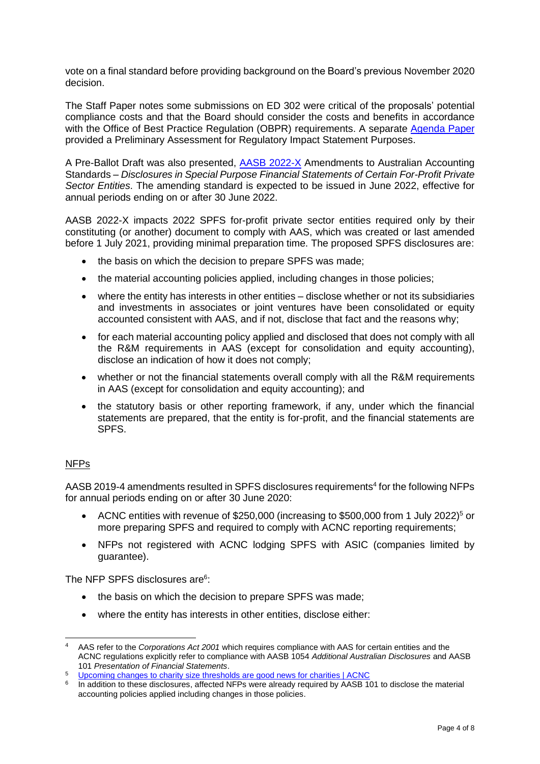vote on a final standard before providing background on the Board's previous November 2020 decision.

The Staff Paper notes some submissions on ED 302 were critical of the proposals' potential compliance costs and that the Board should consider the costs and benefits in accordance with the Office of Best Practice Regulation (OBPR) requirements. A separate [Agenda Paper](#) provided a Preliminary Assessment for Regulatory Impact Statement Purposes.

A Pre-Ballot Draft was also presented, [AASB 2022-X](#) Amendments to Australian Accounting Standards – *Disclosures in Special Purpose Financial Statements of Certain For-Profit Private Sector Entities*. The amending standard is expected to be issued in June 2022, effective for annual periods ending on or after 30 June 2022.

AASB 2022-X impacts 2022 SPFS for-profit private sector entities required only by their constituting (or another) document to comply with AAS, which was created or last amended before 1 July 2021, providing minimal preparation time. The proposed SPFS disclosures are:

- the basis on which the decision to prepare SPFS was made;
- the material accounting policies applied, including changes in those policies;
- where the entity has interests in other entities – disclose whether or not its subsidiaries and investments in associates or joint ventures have been consolidated or equity accounted consistent with AAS, and if not, disclose that fact and the reasons why;
- for each material accounting policy applied and disclosed that does not comply with all the R&M requirements in AAS (except for consolidation and equity accounting), disclose an indication of how it does not comply;
- whether or not the financial statements overall comply with all the R&M requirements in AAS (except for consolidation and equity accounting); and
- the statutory basis or other reporting framework, if any, under which the financial statements are prepared, that the entity is for-profit, and the financial statements are SPFS.

## NFPs

AASB 2019-4 amendments resulted in SPFS disclosures requirements[4] for the following NFPs for annual periods ending on or after 30 June 2020:

- ACNC entities with revenue of \$250,000 (increasing to \$500,000 from 1 July 2022)[5] or more preparing SPFS and required to comply with ACNC reporting requirements;
- NFPs not registered with ACNC lodging SPFS with ASIC (companies limited by guarantee).

The NFP SPFS disclosures are[6]:

- the basis on which the decision to prepare SPFS was made;
- where the entity has interests in other entities, disclose either:

---

[4] AAS refer to the *Corporations Act 2001* which requires compliance with AAS for certain entities and the ACNC regulations explicitly refer to compliance with AASB 1054 *Additional Australian Disclosures* and AASB 101 *Presentation of Financial Statements*.

[5] [Upcoming changes to charity size thresholds are good news for charities | ACNC](#)

[6] In addition to these disclosures, affected NFPs were already required by AASB 101 to disclose the material accounting policies applied including changes in those policies.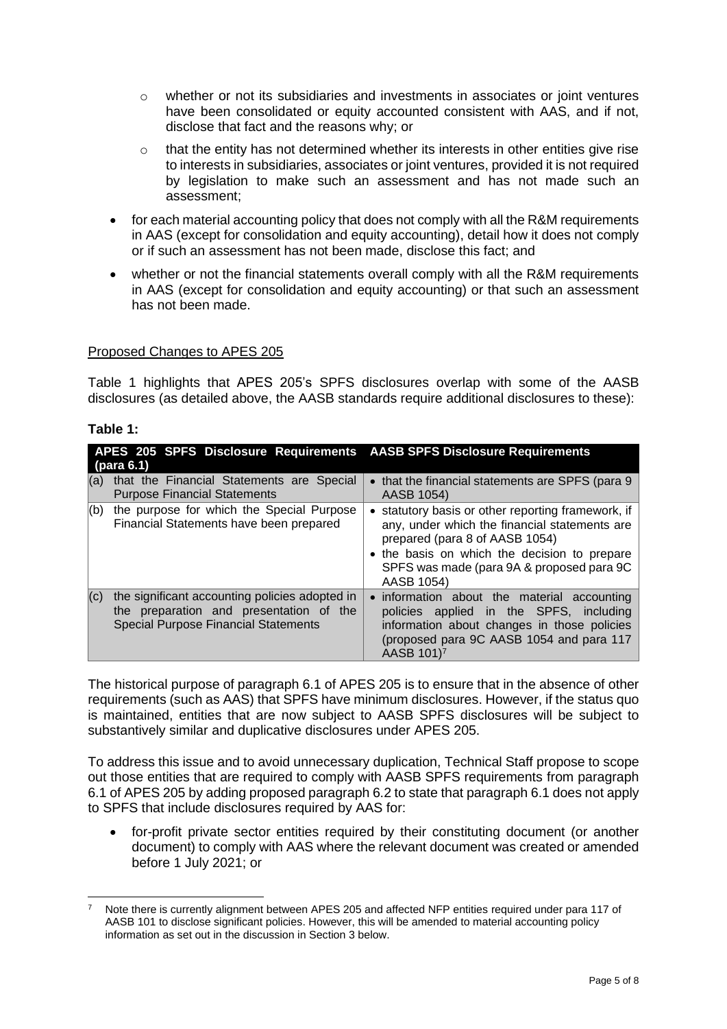- whether or not its subsidiaries and investments in associates or joint ventures have been consolidated or equity accounted consistent with AAS, and if not, disclose that fact and the reasons why; or
  - that the entity has not determined whether its interests in other entities give rise to interests in subsidiaries, associates or joint ventures, provided it is not required by legislation to make such an assessment and has not made such an assessment;
- for each material accounting policy that does not comply with all the R&M requirements in AAS (except for consolidation and equity accounting), detail how it does not comply or if such an assessment has not been made, disclose this fact; and
- whether or not the financial statements overall comply with all the R&M requirements in AAS (except for consolidation and equity accounting) or that such an assessment has not been made.

## Proposed Changes to APES 205

Table 1 highlights that APES 205's SPFS disclosures overlap with some of the AASB disclosures (as detailed above, the AASB standards require additional disclosures to these):

**Table 1:**

| | APES 205 SPFS Disclosure Requirements (para 6.1) | AASB SPFS Disclosure Requirements |
|---|---|---|
| (a) | that the Financial Statements are Special Purpose Financial Statements | • that the financial statements are SPFS (para 9 AASB 1054) |
| (b) | the purpose for which the Special Purpose Financial Statements have been prepared | • statutory basis or other reporting framework, if any, under which the financial statements are prepared (para 8 of AASB 1054)<br>• the basis on which the decision to prepare SPFS was made (para 9A & proposed para 9C AASB 1054) |
| (c) | the significant accounting policies adopted in the preparation and presentation of the Special Purpose Financial Statements | • information about the material accounting policies applied in the SPFS, including information about changes in those policies (proposed para 9C AASB 1054 and para 117 AASB 101)[7] |

The historical purpose of paragraph 6.1 of APES 205 is to ensure that in the absence of other requirements (such as AAS) that SPFS have minimum disclosures. However, if the status quo is maintained, entities that are now subject to AASB SPFS disclosures will be subject to substantively similar and duplicative disclosures under APES 205.

To address this issue and to avoid unnecessary duplication, Technical Staff propose to scope out those entities that are required to comply with AASB SPFS requirements from paragraph 6.1 of APES 205 by adding proposed paragraph 6.2 to state that paragraph 6.1 does not apply to SPFS that include disclosures required by AAS for:

- for-profit private sector entities required by their constituting document (or another document) to comply with AAS where the relevant document was created or amended before 1 July 2021; or

[7] Note there is currently alignment between APES 205 and affected NFP entities required under para 117 of AASB 101 to disclose significant policies. However, this will be amended to material accounting policy information as set out in the discussion in Section 3 below.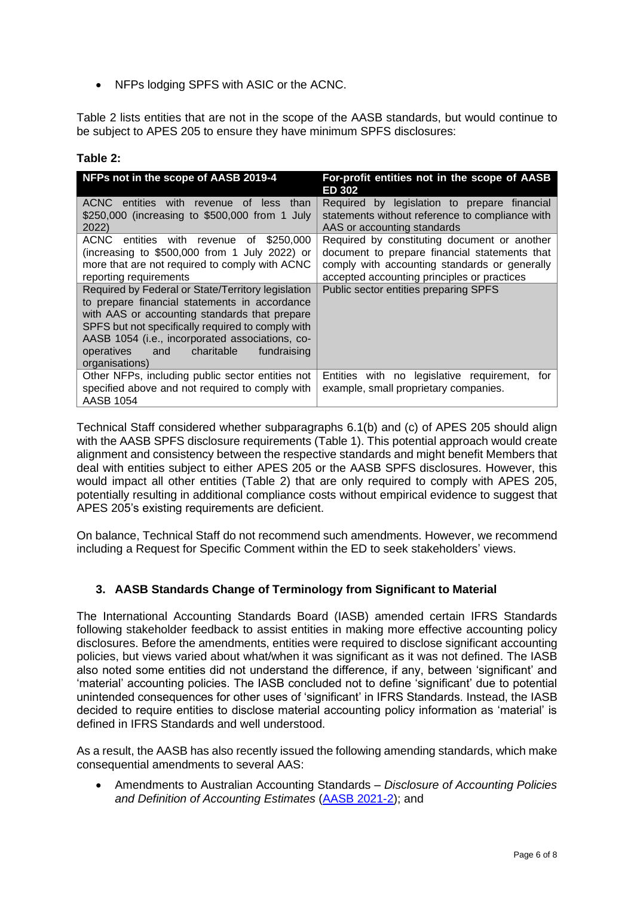- NFPs lodging SPFS with ASIC or the ACNC.

Table 2 lists entities that are not in the scope of the AASB standards, but would continue to be subject to APES 205 to ensure they have minimum SPFS disclosures:

**Table 2:**

| NFPs not in the scope of AASB 2019-4 | For-profit entities not in the scope of AASB ED 302 |
|---|---|
| ACNC entities with revenue of less than $250,000 (increasing to $500,000 from 1 July 2022) | Required by legislation to prepare financial statements without reference to compliance with AAS or accounting standards |
| ACNC entities with revenue of $250,000 (increasing to $500,000 from 1 July 2022) or more that are not required to comply with ACNC reporting requirements | Required by constituting document or another document to prepare financial statements that comply with accounting standards or generally accepted accounting principles or practices |
| Required by Federal or State/Territory legislation to prepare financial statements in accordance with AAS or accounting standards that prepare SPFS but not specifically required to comply with AASB 1054 (i.e., incorporated associations, co-operatives and charitable fundraising organisations) | Public sector entities preparing SPFS |
| Other NFPs, including public sector entities not specified above and not required to comply with AASB 1054 | Entities with no legislative requirement, for example, small proprietary companies. |

Technical Staff considered whether subparagraphs 6.1(b) and (c) of APES 205 should align with the AASB SPFS disclosure requirements (Table 1). This potential approach would create alignment and consistency between the respective standards and might benefit Members that deal with entities subject to either APES 205 or the AASB SPFS disclosures. However, this would impact all other entities (Table 2) that are only required to comply with APES 205, potentially resulting in additional compliance costs without empirical evidence to suggest that APES 205's existing requirements are deficient.

On balance, Technical Staff do not recommend such amendments. However, we recommend including a Request for Specific Comment within the ED to seek stakeholders' views.

### 3. AASB Standards Change of Terminology from Significant to Material

The International Accounting Standards Board (IASB) amended certain IFRS Standards following stakeholder feedback to assist entities in making more effective accounting policy disclosures. Before the amendments, entities were required to disclose significant accounting policies, but views varied about what/when it was significant as it was not defined. The IASB also noted some entities did not understand the difference, if any, between 'significant' and 'material' accounting policies. The IASB concluded not to define 'significant' due to potential unintended consequences for other uses of 'significant' in IFRS Standards. Instead, the IASB decided to require entities to disclose material accounting policy information as 'material' is defined in IFRS Standards and well understood.

As a result, the AASB has also recently issued the following amending standards, which make consequential amendments to several AAS:

- Amendments to Australian Accounting Standards – *Disclosure of Accounting Policies and Definition of Accounting Estimates* (AASB 2021-2); and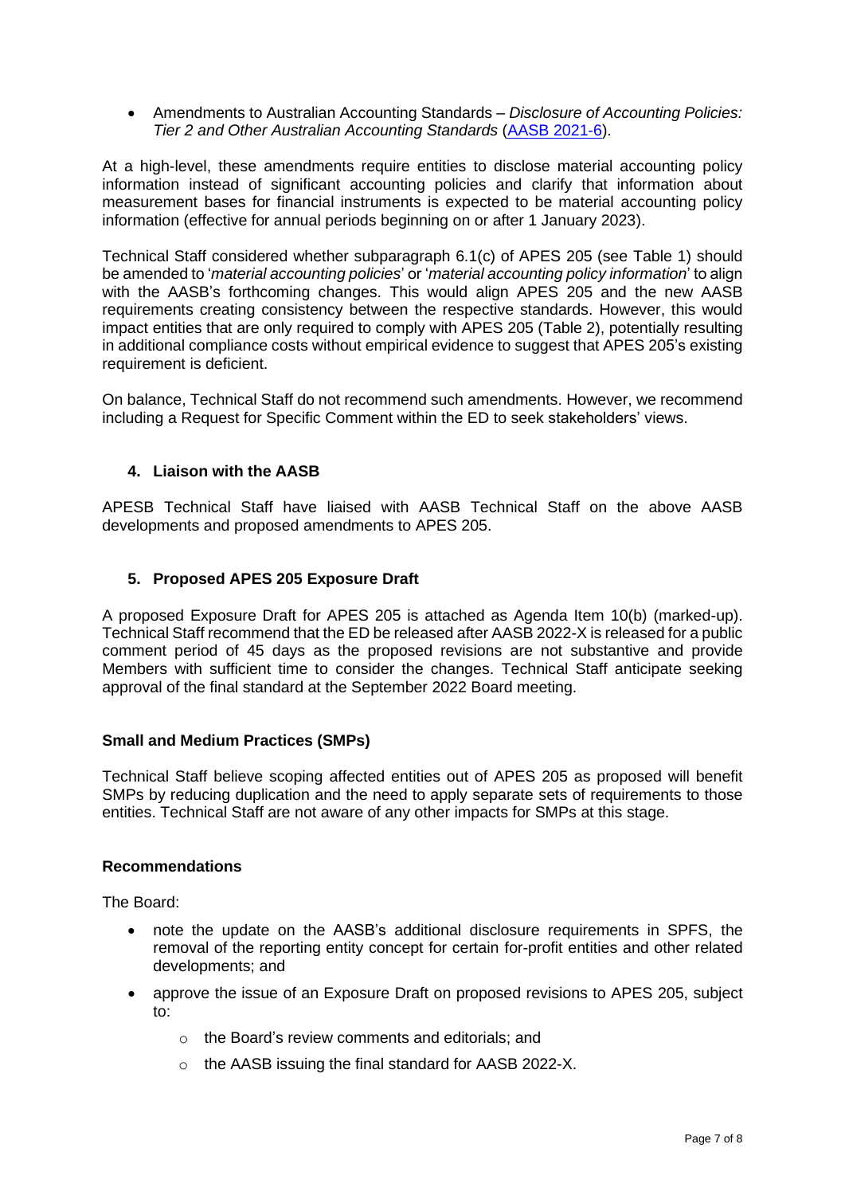- Amendments to Australian Accounting Standards – *Disclosure of Accounting Policies: Tier 2 and Other Australian Accounting Standards* (AASB 2021-6).

At a high-level, these amendments require entities to disclose material accounting policy information instead of significant accounting policies and clarify that information about measurement bases for financial instruments is expected to be material accounting policy information (effective for annual periods beginning on or after 1 January 2023).

Technical Staff considered whether subparagraph 6.1(c) of APES 205 (see Table 1) should be amended to '*material accounting policies*' or '*material accounting policy information*' to align with the AASB's forthcoming changes. This would align APES 205 and the new AASB requirements creating consistency between the respective standards. However, this would impact entities that are only required to comply with APES 205 (Table 2), potentially resulting in additional compliance costs without empirical evidence to suggest that APES 205's existing requirement is deficient.

On balance, Technical Staff do not recommend such amendments. However, we recommend including a Request for Specific Comment within the ED to seek stakeholders' views.

### 4. Liaison with the AASB

APESB Technical Staff have liaised with AASB Technical Staff on the above AASB developments and proposed amendments to APES 205.

### 5. Proposed APES 205 Exposure Draft

A proposed Exposure Draft for APES 205 is attached as Agenda Item 10(b) (marked-up). Technical Staff recommend that the ED be released after AASB 2022-X is released for a public comment period of 45 days as the proposed revisions are not substantive and provide Members with sufficient time to consider the changes. Technical Staff anticipate seeking approval of the final standard at the September 2022 Board meeting.

### Small and Medium Practices (SMPs)

Technical Staff believe scoping affected entities out of APES 205 as proposed will benefit SMPs by reducing duplication and the need to apply separate sets of requirements to those entities. Technical Staff are not aware of any other impacts for SMPs at this stage.

### Recommendations

The Board:

- note the update on the AASB's additional disclosure requirements in SPFS, the removal of the reporting entity concept for certain for-profit entities and other related developments; and
- approve the issue of an Exposure Draft on proposed revisions to APES 205, subject to:
  - the Board's review comments and editorials; and
  - the AASB issuing the final standard for AASB 2022-X.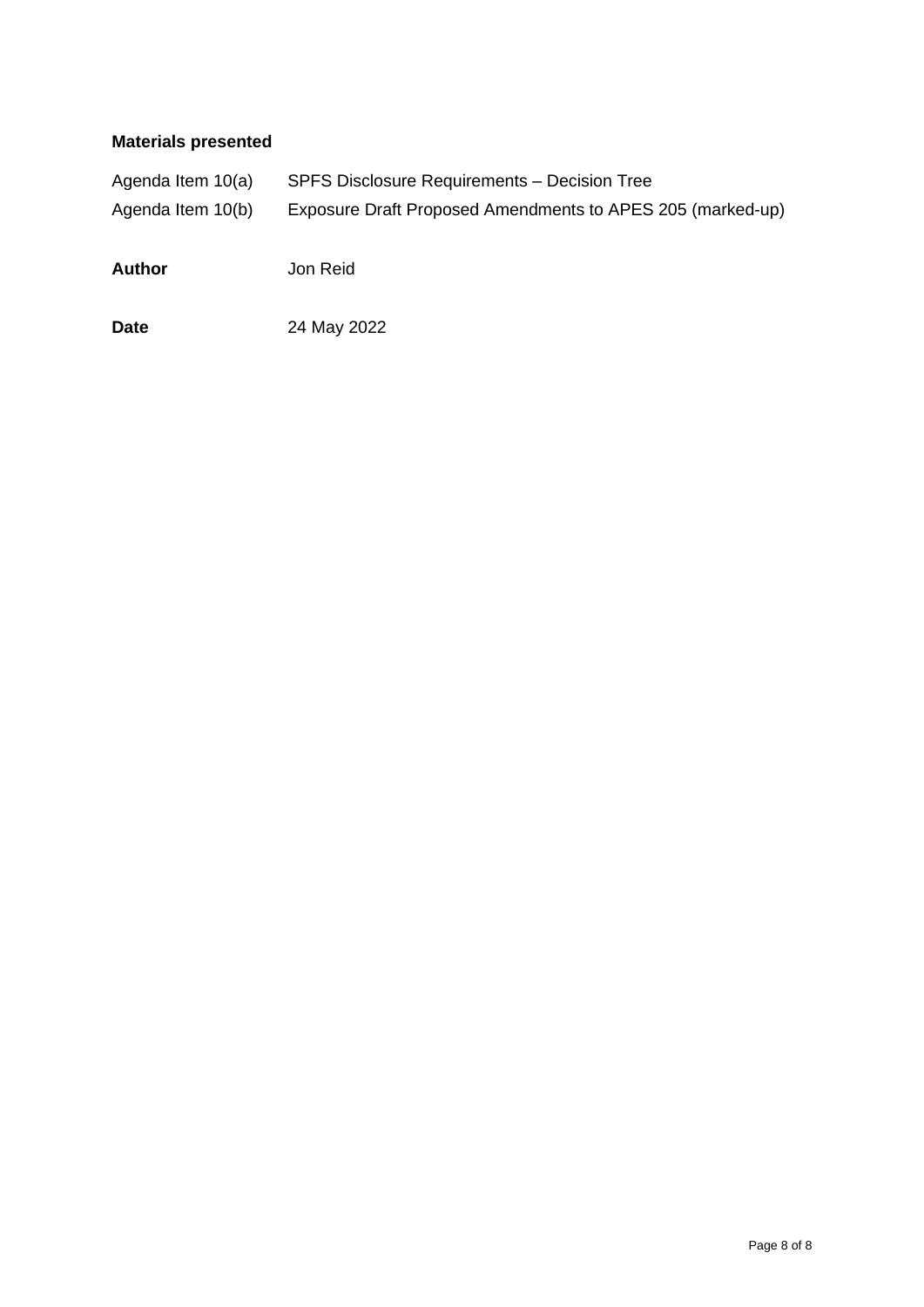**Materials presented**

| | |
|---|---|
| Agenda Item 10(a) | SPFS Disclosure Requirements – Decision Tree |
| Agenda Item 10(b) | Exposure Draft Proposed Amendments to APES 205 (marked-up) |

**Author** Jon Reid

**Date** 24 May 2022